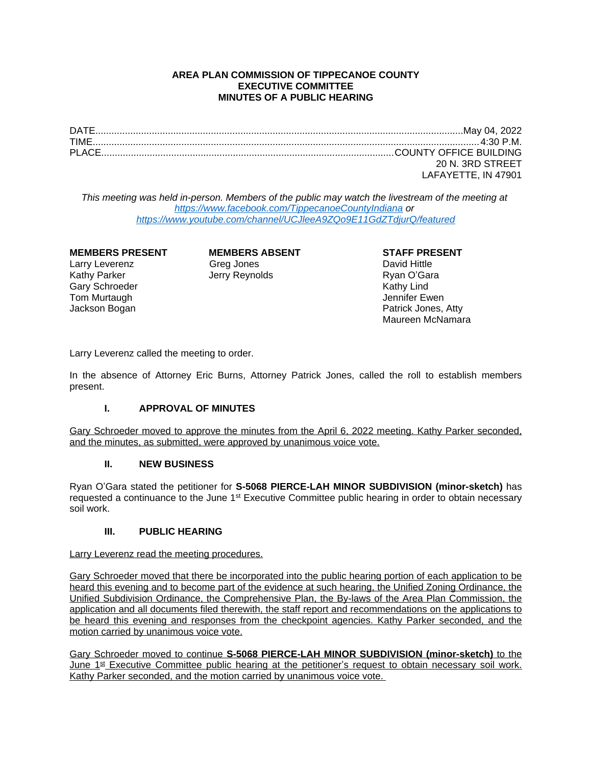**AREA PLAN COMMISSION OF TIPPECANOE COUNTY**
**EXECUTIVE COMMITTEE**
**MINUTES OF A PUBLIC HEARING**

DATE..........May 04, 2022
TIME..........4:30 P.M.
PLACE..........COUNTY OFFICE BUILDING
20 N. 3RD STREET
LAFAYETTE, IN 47901

*This meeting was held in-person. Members of the public may watch the livestream of the meeting at https://www.facebook.com/TippecanoeCountyIndiana or https://www.youtube.com/channel/UCJleeA9ZQo9E11GdZTdjurQ/featured*

| MEMBERS PRESENT | MEMBERS ABSENT | STAFF PRESENT |
|---|---|---|
| Larry Leverenz | Greg Jones | David Hittle |
| Kathy Parker | Jerry Reynolds | Ryan O'Gara |
| Gary Schroeder | | Kathy Lind |
| Tom Murtaugh | | Jennifer Ewen |
| Jackson Bogan | | Patrick Jones, Atty |
| | | Maureen McNamara |

Larry Leverenz called the meeting to order.

In the absence of Attorney Eric Burns, Attorney Patrick Jones, called the roll to establish members present.

## I. APPROVAL OF MINUTES

Gary Schroeder moved to approve the minutes from the April 6, 2022 meeting. Kathy Parker seconded, and the minutes, as submitted, were approved by unanimous voice vote.

## II. NEW BUSINESS

Ryan O'Gara stated the petitioner for **S-5068 PIERCE-LAH MINOR SUBDIVISION (minor-sketch)** has requested a continuance to the June 1st Executive Committee public hearing in order to obtain necessary soil work.

## III. PUBLIC HEARING

Larry Leverenz read the meeting procedures.

Gary Schroeder moved that there be incorporated into the public hearing portion of each application to be heard this evening and to become part of the evidence at such hearing, the Unified Zoning Ordinance, the Unified Subdivision Ordinance, the Comprehensive Plan, the By-laws of the Area Plan Commission, the application and all documents filed therewith, the staff report and recommendations on the applications to be heard this evening and responses from the checkpoint agencies. Kathy Parker seconded, and the motion carried by unanimous voice vote.

Gary Schroeder moved to continue **S-5068 PIERCE-LAH MINOR SUBDIVISION (minor-sketch)** to the June 1st Executive Committee public hearing at the petitioner's request to obtain necessary soil work. Kathy Parker seconded, and the motion carried by unanimous voice vote.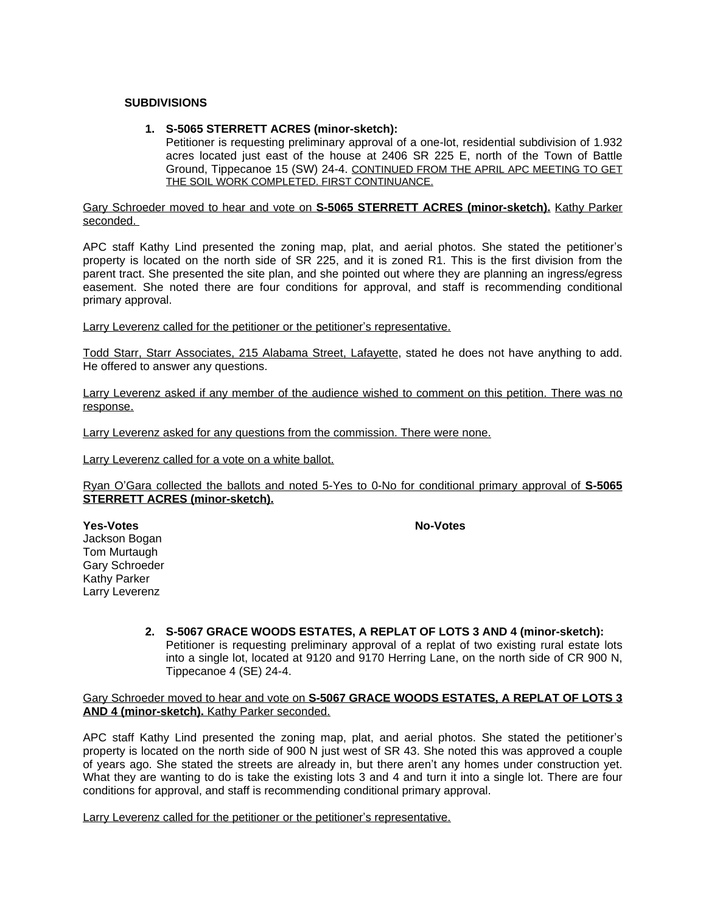**SUBDIVISIONS**

1. **S-5065 STERRETT ACRES (minor-sketch):**
   Petitioner is requesting preliminary approval of a one-lot, residential subdivision of 1.932 acres located just east of the house at 2406 SR 225 E, north of the Town of Battle Ground, Tippecanoe 15 (SW) 24-4. CONTINUED FROM THE APRIL APC MEETING TO GET THE SOIL WORK COMPLETED. FIRST CONTINUANCE.

Gary Schroeder moved to hear and vote on **S-5065 STERRETT ACRES (minor-sketch).** Kathy Parker seconded.

APC staff Kathy Lind presented the zoning map, plat, and aerial photos. She stated the petitioner's property is located on the north side of SR 225, and it is zoned R1. This is the first division from the parent tract. She presented the site plan, and she pointed out where they are planning an ingress/egress easement. She noted there are four conditions for approval, and staff is recommending conditional primary approval.

Larry Leverenz called for the petitioner or the petitioner's representative.

Todd Starr, Starr Associates, 215 Alabama Street, Lafayette, stated he does not have anything to add. He offered to answer any questions.

Larry Leverenz asked if any member of the audience wished to comment on this petition. There was no response.

Larry Leverenz asked for any questions from the commission. There were none.

Larry Leverenz called for a vote on a white ballot.

Ryan O'Gara collected the ballots and noted 5-Yes to 0-No for conditional primary approval of **S-5065 STERRETT ACRES (minor-sketch).**

| **Yes-Votes** | **No-Votes** |
|---|---|
| Jackson Bogan | |
| Tom Murtaugh | |
| Gary Schroeder | |
| Kathy Parker | |
| Larry Leverenz | |

2. **S-5067 GRACE WOODS ESTATES, A REPLAT OF LOTS 3 AND 4 (minor-sketch):**
   Petitioner is requesting preliminary approval of a replat of two existing rural estate lots into a single lot, located at 9120 and 9170 Herring Lane, on the north side of CR 900 N, Tippecanoe 4 (SE) 24-4.

Gary Schroeder moved to hear and vote on **S-5067 GRACE WOODS ESTATES, A REPLAT OF LOTS 3 AND 4 (minor-sketch).** Kathy Parker seconded.

APC staff Kathy Lind presented the zoning map, plat, and aerial photos. She stated the petitioner's property is located on the north side of 900 N just west of SR 43. She noted this was approved a couple of years ago. She stated the streets are already in, but there aren't any homes under construction yet. What they are wanting to do is take the existing lots 3 and 4 and turn it into a single lot. There are four conditions for approval, and staff is recommending conditional primary approval.

Larry Leverenz called for the petitioner or the petitioner's representative.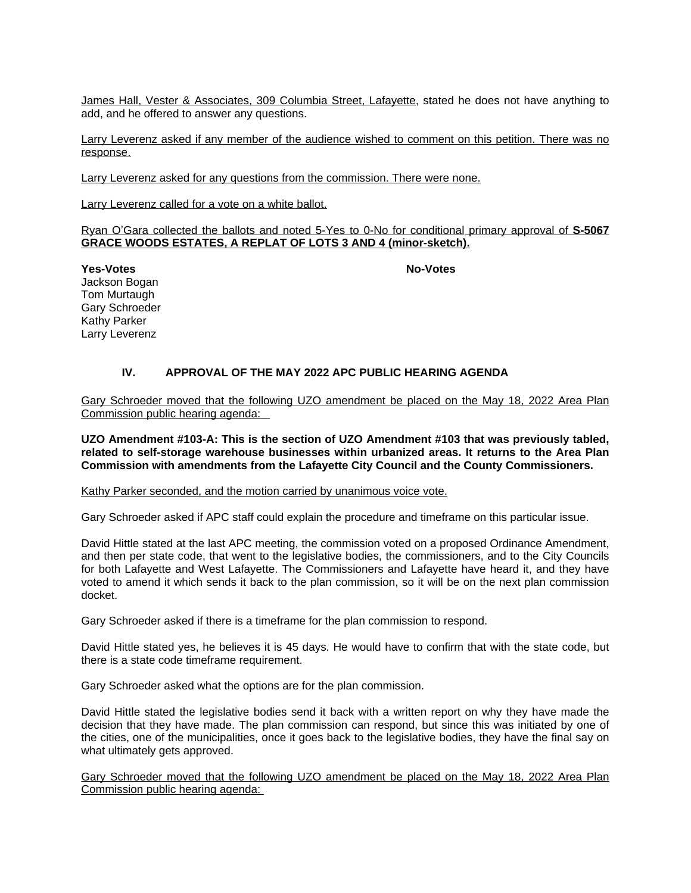James Hall, Vester & Associates, 309 Columbia Street, Lafayette, stated he does not have anything to add, and he offered to answer any questions.

Larry Leverenz asked if any member of the audience wished to comment on this petition. There was no response.

Larry Leverenz asked for any questions from the commission. There were none.

Larry Leverenz called for a vote on a white ballot.

Ryan O'Gara collected the ballots and noted 5-Yes to 0-No for conditional primary approval of **S-5067 GRACE WOODS ESTATES, A REPLAT OF LOTS 3 AND 4 (minor-sketch).**

| **Yes-Votes** | **No-Votes** |
|---|---|
| Jackson Bogan | |
| Tom Murtaugh | |
| Gary Schroeder | |
| Kathy Parker | |
| Larry Leverenz | |

## IV. APPROVAL OF THE MAY 2022 APC PUBLIC HEARING AGENDA

Gary Schroeder moved that the following UZO amendment be placed on the May 18, 2022 Area Plan Commission public hearing agenda:

**UZO Amendment #103-A: This is the section of UZO Amendment #103 that was previously tabled, related to self-storage warehouse businesses within urbanized areas. It returns to the Area Plan Commission with amendments from the Lafayette City Council and the County Commissioners.**

Kathy Parker seconded, and the motion carried by unanimous voice vote.

Gary Schroeder asked if APC staff could explain the procedure and timeframe on this particular issue.

David Hittle stated at the last APC meeting, the commission voted on a proposed Ordinance Amendment, and then per state code, that went to the legislative bodies, the commissioners, and to the City Councils for both Lafayette and West Lafayette. The Commissioners and Lafayette have heard it, and they have voted to amend it which sends it back to the plan commission, so it will be on the next plan commission docket.

Gary Schroeder asked if there is a timeframe for the plan commission to respond.

David Hittle stated yes, he believes it is 45 days. He would have to confirm that with the state code, but there is a state code timeframe requirement.

Gary Schroeder asked what the options are for the plan commission.

David Hittle stated the legislative bodies send it back with a written report on why they have made the decision that they have made. The plan commission can respond, but since this was initiated by one of the cities, one of the municipalities, once it goes back to the legislative bodies, they have the final say on what ultimately gets approved.

Gary Schroeder moved that the following UZO amendment be placed on the May 18, 2022 Area Plan Commission public hearing agenda: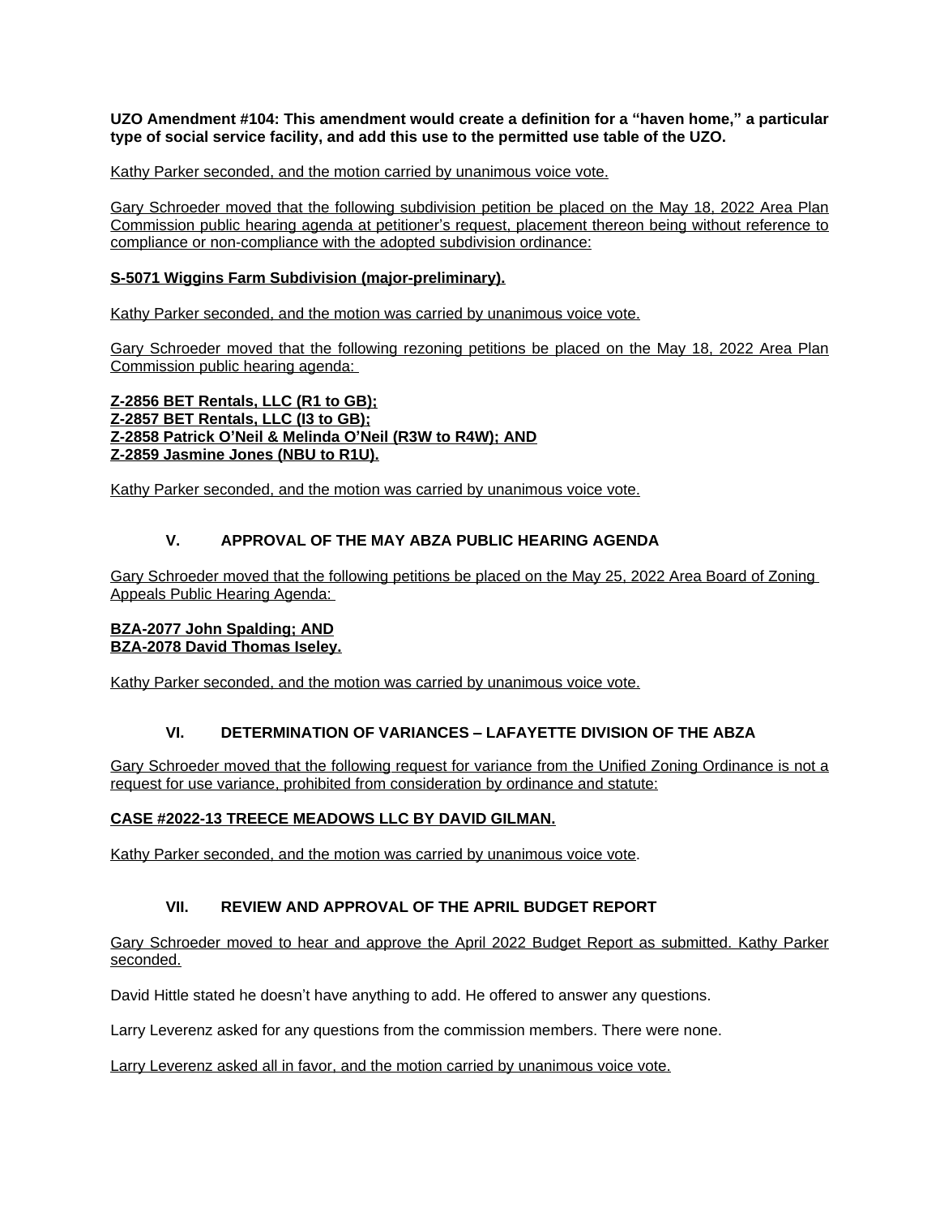**UZO Amendment #104: This amendment would create a definition for a "haven home," a particular type of social service facility, and add this use to the permitted use table of the UZO.**

Kathy Parker seconded, and the motion carried by unanimous voice vote.

Gary Schroeder moved that the following subdivision petition be placed on the May 18, 2022 Area Plan Commission public hearing agenda at petitioner's request, placement thereon being without reference to compliance or non-compliance with the adopted subdivision ordinance:

**S-5071 Wiggins Farm Subdivision (major-preliminary).**

Kathy Parker seconded, and the motion was carried by unanimous voice vote.

Gary Schroeder moved that the following rezoning petitions be placed on the May 18, 2022 Area Plan Commission public hearing agenda:

**Z-2856 BET Rentals, LLC (R1 to GB);**
**Z-2857 BET Rentals, LLC (I3 to GB);**
**Z-2858 Patrick O'Neil & Melinda O'Neil (R3W to R4W); AND**
**Z-2859 Jasmine Jones (NBU to R1U).**

Kathy Parker seconded, and the motion was carried by unanimous voice vote.

## V. APPROVAL OF THE MAY ABZA PUBLIC HEARING AGENDA

Gary Schroeder moved that the following petitions be placed on the May 25, 2022 Area Board of Zoning Appeals Public Hearing Agenda:

**BZA-2077 John Spalding; AND**
**BZA-2078 David Thomas Iseley.**

Kathy Parker seconded, and the motion was carried by unanimous voice vote.

## VI. DETERMINATION OF VARIANCES – LAFAYETTE DIVISION OF THE ABZA

Gary Schroeder moved that the following request for variance from the Unified Zoning Ordinance is not a request for use variance, prohibited from consideration by ordinance and statute:

**CASE #2022-13 TREECE MEADOWS LLC BY DAVID GILMAN.**

Kathy Parker seconded, and the motion was carried by unanimous voice vote.

## VII. REVIEW AND APPROVAL OF THE APRIL BUDGET REPORT

Gary Schroeder moved to hear and approve the April 2022 Budget Report as submitted. Kathy Parker seconded.

David Hittle stated he doesn't have anything to add. He offered to answer any questions.

Larry Leverenz asked for any questions from the commission members. There were none.

Larry Leverenz asked all in favor, and the motion carried by unanimous voice vote.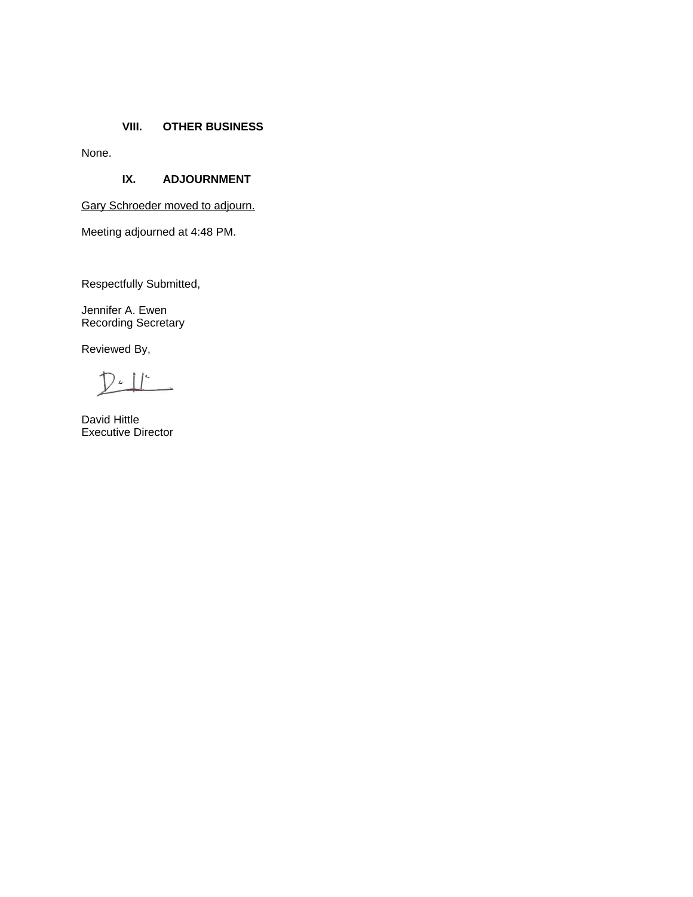## VIII. OTHER BUSINESS

None.

## IX. ADJOURNMENT

Gary Schroeder moved to adjourn.

Meeting adjourned at 4:48 PM.

Respectfully Submitted,

Jennifer A. Ewen
Recording Secretary

Reviewed By,

David Hittle
Executive Director